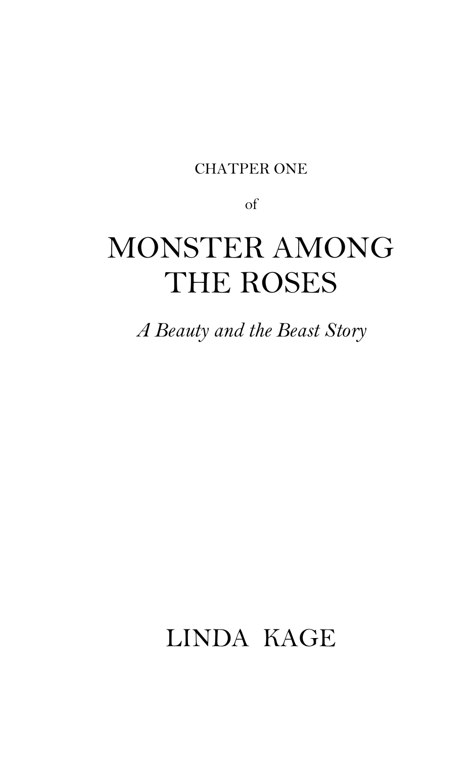CHATPER ONE

of

# MONSTER AMONG THE ROSES

*A Beauty and the Beast Story*

LINDA KAGE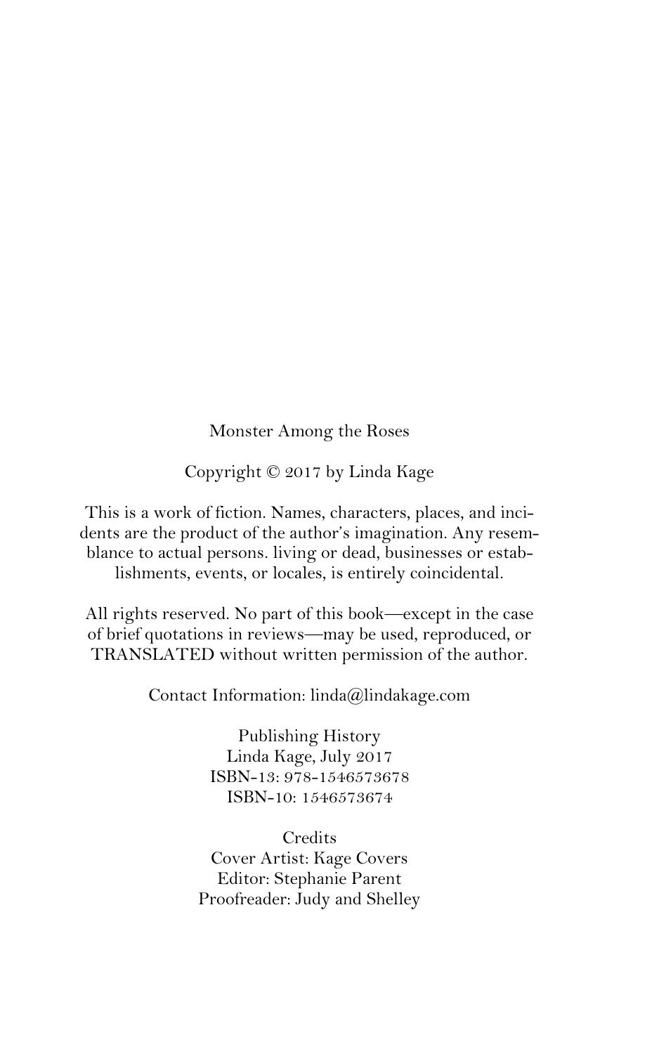Monster Among the Roses

Copyright © 2017 by Linda Kage

This is a work of fiction. Names, characters, places, and incidents are the product of the author's imagination. Any resemblance to actual persons. living or dead, businesses or establishments, events, or locales, is entirely coincidental.

All rights reserved. No part of this book—except in the case of brief quotations in reviews—may be used, reproduced, or TRANSLATED without written permission of the author.

Contact Information: linda@lindakage.com

Publishing History
Linda Kage, July 2017
ISBN-13: 978-1546573678
ISBN-10: 1546573674

Credits
Cover Artist: Kage Covers
Editor: Stephanie Parent
Proofreader: Judy and Shelley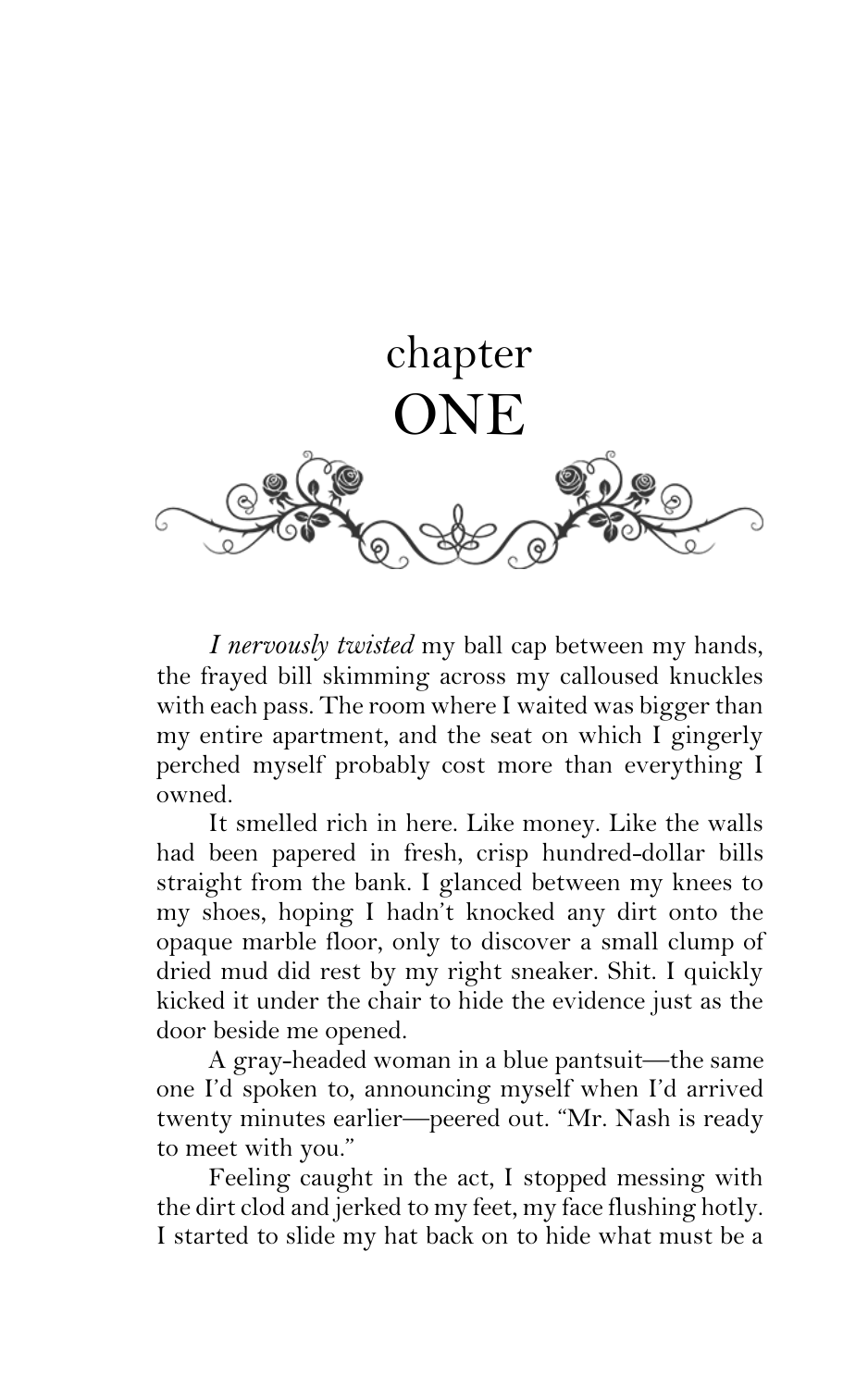# chapter ONE

*I nervously twisted* my ball cap between my hands, the frayed bill skimming across my calloused knuckles with each pass. The room where I waited was bigger than my entire apartment, and the seat on which I gingerly perched myself probably cost more than everything I owned.

It smelled rich in here. Like money. Like the walls had been papered in fresh, crisp hundred-dollar bills straight from the bank. I glanced between my knees to my shoes, hoping I hadn't knocked any dirt onto the opaque marble floor, only to discover a small clump of dried mud did rest by my right sneaker. Shit. I quickly kicked it under the chair to hide the evidence just as the door beside me opened.

A gray-headed woman in a blue pantsuit—the same one I'd spoken to, announcing myself when I'd arrived twenty minutes earlier—peered out. "Mr. Nash is ready to meet with you."

Feeling caught in the act, I stopped messing with the dirt clod and jerked to my feet, my face flushing hotly. I started to slide my hat back on to hide what must be a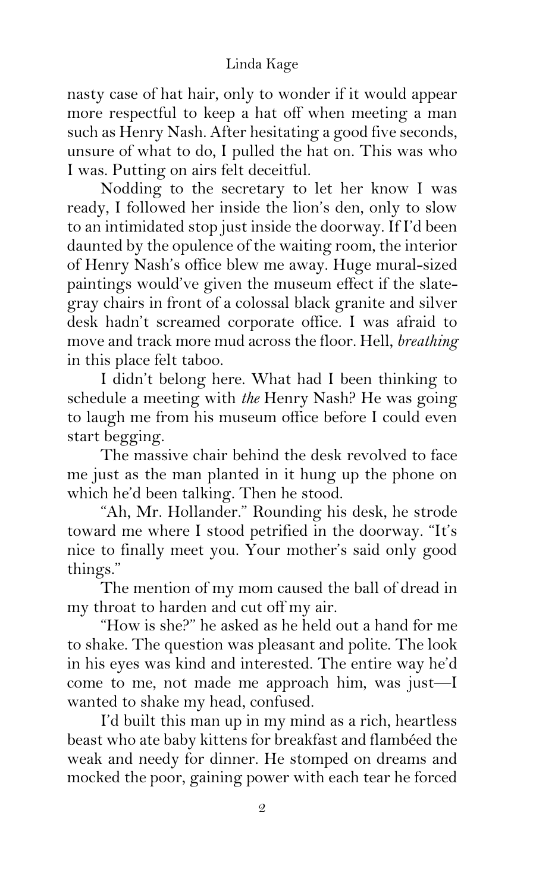nasty case of hat hair, only to wonder if it would appear more respectful to keep a hat off when meeting a man such as Henry Nash. After hesitating a good five seconds, unsure of what to do, I pulled the hat on. This was who I was. Putting on airs felt deceitful.

Nodding to the secretary to let her know I was ready, I followed her inside the lion's den, only to slow to an intimidated stop just inside the doorway. If I'd been daunted by the opulence of the waiting room, the interior of Henry Nash's office blew me away. Huge mural-sized paintings would've given the museum effect if the slate-gray chairs in front of a colossal black granite and silver desk hadn't screamed corporate office. I was afraid to move and track more mud across the floor. Hell, *breathing* in this place felt taboo.

I didn't belong here. What had I been thinking to schedule a meeting with *the* Henry Nash? He was going to laugh me from his museum office before I could even start begging.

The massive chair behind the desk revolved to face me just as the man planted in it hung up the phone on which he'd been talking. Then he stood.

"Ah, Mr. Hollander." Rounding his desk, he strode toward me where I stood petrified in the doorway. "It's nice to finally meet you. Your mother's said only good things."

The mention of my mom caused the ball of dread in my throat to harden and cut off my air.

"How is she?" he asked as he held out a hand for me to shake. The question was pleasant and polite. The look in his eyes was kind and interested. The entire way he'd come to me, not made me approach him, was just—I wanted to shake my head, confused.

I'd built this man up in my mind as a rich, heartless beast who ate baby kittens for breakfast and flambéed the weak and needy for dinner. He stomped on dreams and mocked the poor, gaining power with each tear he forced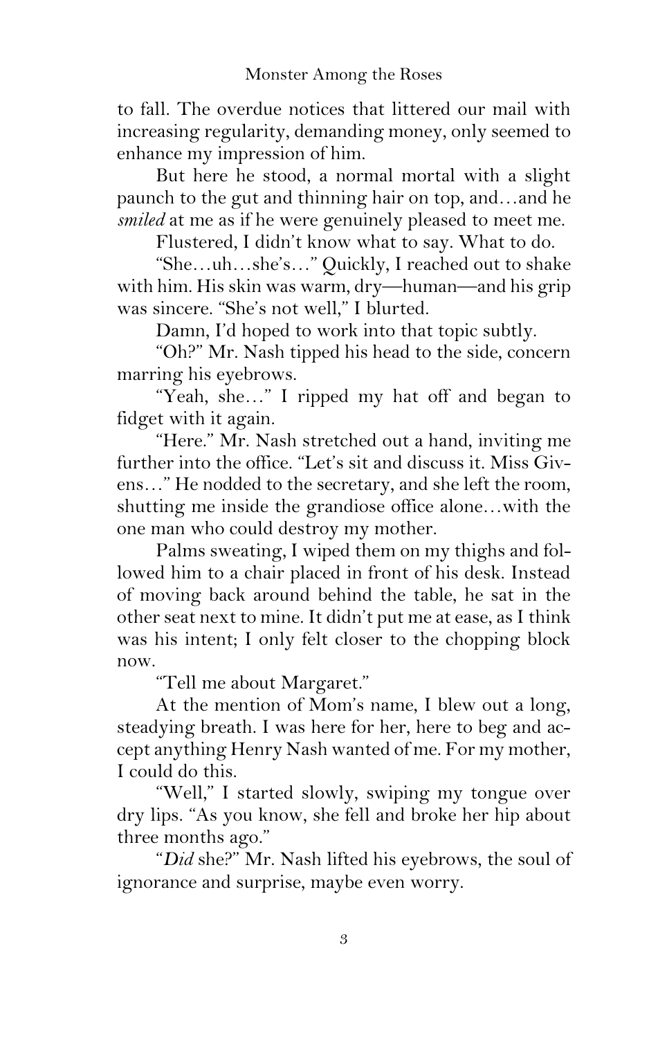to fall. The overdue notices that littered our mail with increasing regularity, demanding money, only seemed to enhance my impression of him.

But here he stood, a normal mortal with a slight paunch to the gut and thinning hair on top, and…and he *smiled* at me as if he were genuinely pleased to meet me.

Flustered, I didn't know what to say. What to do.

"She…uh…she's…" Quickly, I reached out to shake with him. His skin was warm, dry—human—and his grip was sincere. "She's not well," I blurted.

Damn, I'd hoped to work into that topic subtly.

"Oh?" Mr. Nash tipped his head to the side, concern marring his eyebrows.

"Yeah, she…" I ripped my hat off and began to fidget with it again.

"Here." Mr. Nash stretched out a hand, inviting me further into the office. "Let's sit and discuss it. Miss Givens…" He nodded to the secretary, and she left the room, shutting me inside the grandiose office alone…with the one man who could destroy my mother.

Palms sweating, I wiped them on my thighs and followed him to a chair placed in front of his desk. Instead of moving back around behind the table, he sat in the other seat next to mine. It didn't put me at ease, as I think was his intent; I only felt closer to the chopping block now.

"Tell me about Margaret."

At the mention of Mom's name, I blew out a long, steadying breath. I was here for her, here to beg and accept anything Henry Nash wanted of me. For my mother, I could do this.

"Well," I started slowly, swiping my tongue over dry lips. "As you know, she fell and broke her hip about three months ago."

"*Did* she?" Mr. Nash lifted his eyebrows, the soul of ignorance and surprise, maybe even worry.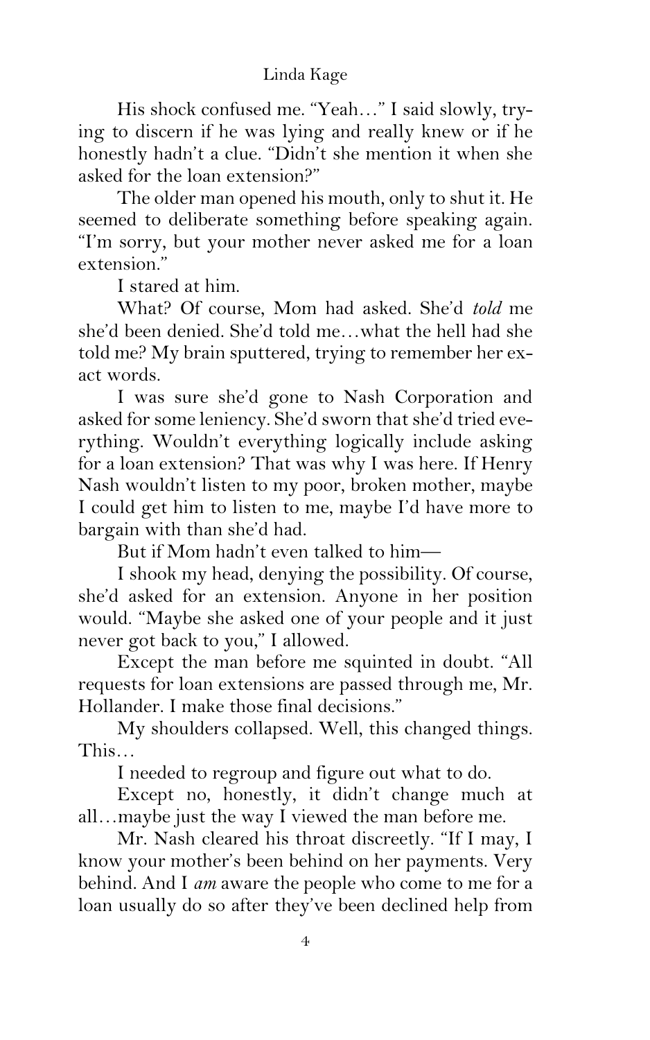His shock confused me. "Yeah…" I said slowly, trying to discern if he was lying and really knew or if he honestly hadn't a clue. "Didn't she mention it when she asked for the loan extension?"

The older man opened his mouth, only to shut it. He seemed to deliberate something before speaking again. "I'm sorry, but your mother never asked me for a loan extension."

I stared at him.

What? Of course, Mom had asked. She'd *told* me she'd been denied. She'd told me…what the hell had she told me? My brain sputtered, trying to remember her exact words.

I was sure she'd gone to Nash Corporation and asked for some leniency. She'd sworn that she'd tried everything. Wouldn't everything logically include asking for a loan extension? That was why I was here. If Henry Nash wouldn't listen to my poor, broken mother, maybe I could get him to listen to me, maybe I'd have more to bargain with than she'd had.

But if Mom hadn't even talked to him—

I shook my head, denying the possibility. Of course, she'd asked for an extension. Anyone in her position would. "Maybe she asked one of your people and it just never got back to you," I allowed.

Except the man before me squinted in doubt. "All requests for loan extensions are passed through me, Mr. Hollander. I make those final decisions."

My shoulders collapsed. Well, this changed things. This…

I needed to regroup and figure out what to do.

Except no, honestly, it didn't change much at all…maybe just the way I viewed the man before me.

Mr. Nash cleared his throat discreetly. "If I may, I know your mother's been behind on her payments. Very behind. And I *am* aware the people who come to me for a loan usually do so after they've been declined help from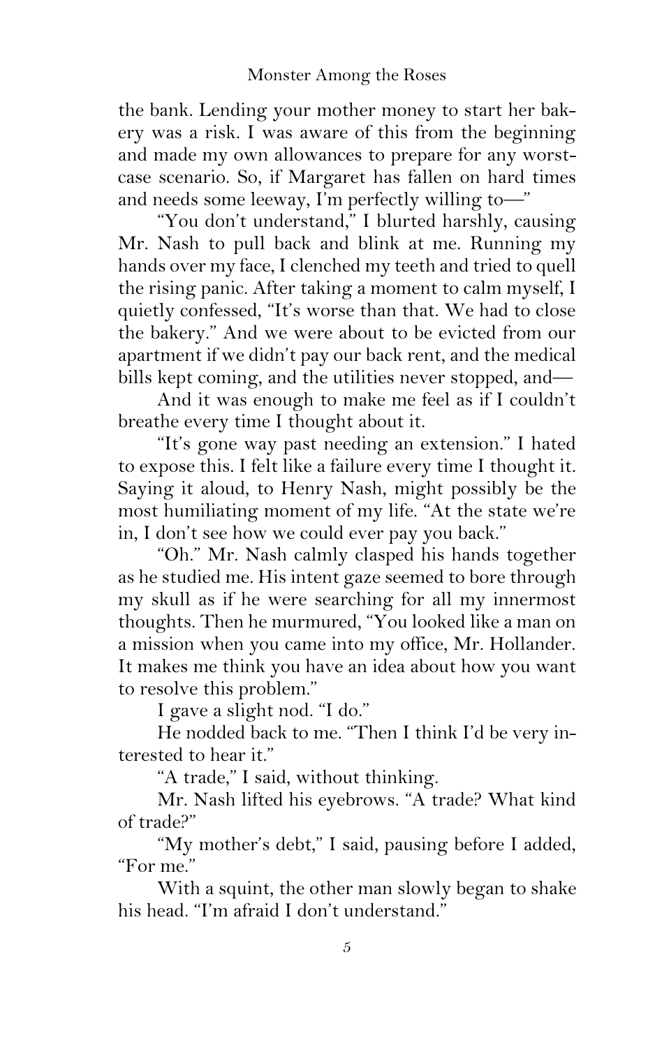the bank. Lending your mother money to start her bakery was a risk. I was aware of this from the beginning and made my own allowances to prepare for any worst-case scenario. So, if Margaret has fallen on hard times and needs some leeway, I'm perfectly willing to—"

"You don't understand," I blurted harshly, causing Mr. Nash to pull back and blink at me. Running my hands over my face, I clenched my teeth and tried to quell the rising panic. After taking a moment to calm myself, I quietly confessed, "It's worse than that. We had to close the bakery." And we were about to be evicted from our apartment if we didn't pay our back rent, and the medical bills kept coming, and the utilities never stopped, and—

And it was enough to make me feel as if I couldn't breathe every time I thought about it.

"It's gone way past needing an extension." I hated to expose this. I felt like a failure every time I thought it. Saying it aloud, to Henry Nash, might possibly be the most humiliating moment of my life. "At the state we're in, I don't see how we could ever pay you back."

"Oh." Mr. Nash calmly clasped his hands together as he studied me. His intent gaze seemed to bore through my skull as if he were searching for all my innermost thoughts. Then he murmured, "You looked like a man on a mission when you came into my office, Mr. Hollander. It makes me think you have an idea about how you want to resolve this problem."

I gave a slight nod. "I do."

He nodded back to me. "Then I think I'd be very interested to hear it."

"A trade," I said, without thinking.

Mr. Nash lifted his eyebrows. "A trade? What kind of trade?"

"My mother's debt," I said, pausing before I added, "For me."

With a squint, the other man slowly began to shake his head. "I'm afraid I don't understand."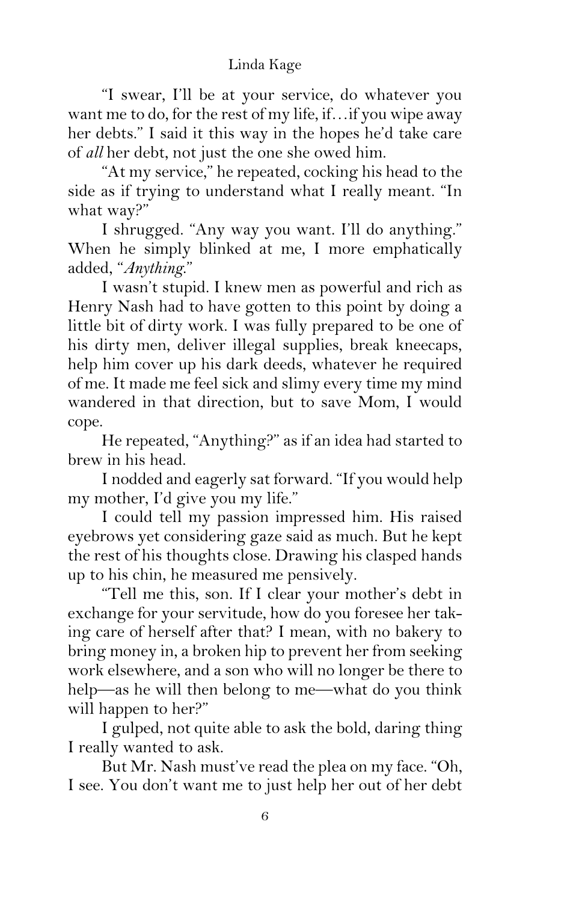"I swear, I'll be at your service, do whatever you want me to do, for the rest of my life, if…if you wipe away her debts." I said it this way in the hopes he'd take care of *all* her debt, not just the one she owed him.

"At my service," he repeated, cocking his head to the side as if trying to understand what I really meant. "In what way?"

I shrugged. "Any way you want. I'll do anything." When he simply blinked at me, I more emphatically added, "*Anything*."

I wasn't stupid. I knew men as powerful and rich as Henry Nash had to have gotten to this point by doing a little bit of dirty work. I was fully prepared to be one of his dirty men, deliver illegal supplies, break kneecaps, help him cover up his dark deeds, whatever he required of me. It made me feel sick and slimy every time my mind wandered in that direction, but to save Mom, I would cope.

He repeated, "Anything?" as if an idea had started to brew in his head.

I nodded and eagerly sat forward. "If you would help my mother, I'd give you my life."

I could tell my passion impressed him. His raised eyebrows yet considering gaze said as much. But he kept the rest of his thoughts close. Drawing his clasped hands up to his chin, he measured me pensively.

"Tell me this, son. If I clear your mother's debt in exchange for your servitude, how do you foresee her taking care of herself after that? I mean, with no bakery to bring money in, a broken hip to prevent her from seeking work elsewhere, and a son who will no longer be there to help—as he will then belong to me—what do you think will happen to her?"

I gulped, not quite able to ask the bold, daring thing I really wanted to ask.

But Mr. Nash must've read the plea on my face. "Oh, I see. You don't want me to just help her out of her debt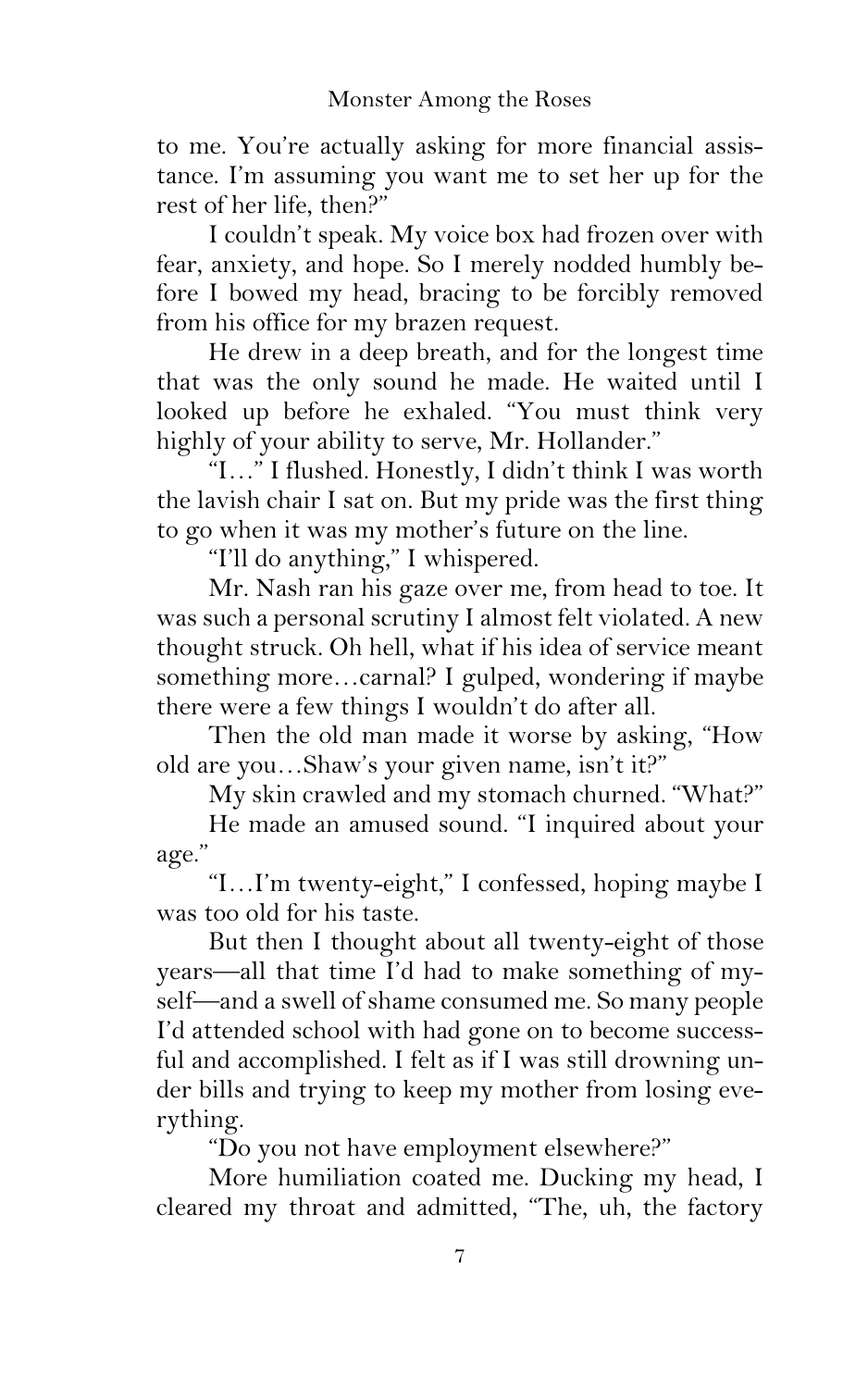to me. You're actually asking for more financial assistance. I'm assuming you want me to set her up for the rest of her life, then?"

I couldn't speak. My voice box had frozen over with fear, anxiety, and hope. So I merely nodded humbly before I bowed my head, bracing to be forcibly removed from his office for my brazen request.

He drew in a deep breath, and for the longest time that was the only sound he made. He waited until I looked up before he exhaled. "You must think very highly of your ability to serve, Mr. Hollander."

"I…" I flushed. Honestly, I didn't think I was worth the lavish chair I sat on. But my pride was the first thing to go when it was my mother's future on the line.

"I'll do anything," I whispered.

Mr. Nash ran his gaze over me, from head to toe. It was such a personal scrutiny I almost felt violated. A new thought struck. Oh hell, what if his idea of service meant something more…carnal? I gulped, wondering if maybe there were a few things I wouldn't do after all.

Then the old man made it worse by asking, "How old are you…Shaw's your given name, isn't it?"

My skin crawled and my stomach churned. "What?"

He made an amused sound. "I inquired about your age."

"I…I'm twenty-eight," I confessed, hoping maybe I was too old for his taste.

But then I thought about all twenty-eight of those years—all that time I'd had to make something of myself—and a swell of shame consumed me. So many people I'd attended school with had gone on to become successful and accomplished. I felt as if I was still drowning under bills and trying to keep my mother from losing everything.

"Do you not have employment elsewhere?"

More humiliation coated me. Ducking my head, I cleared my throat and admitted, "The, uh, the factory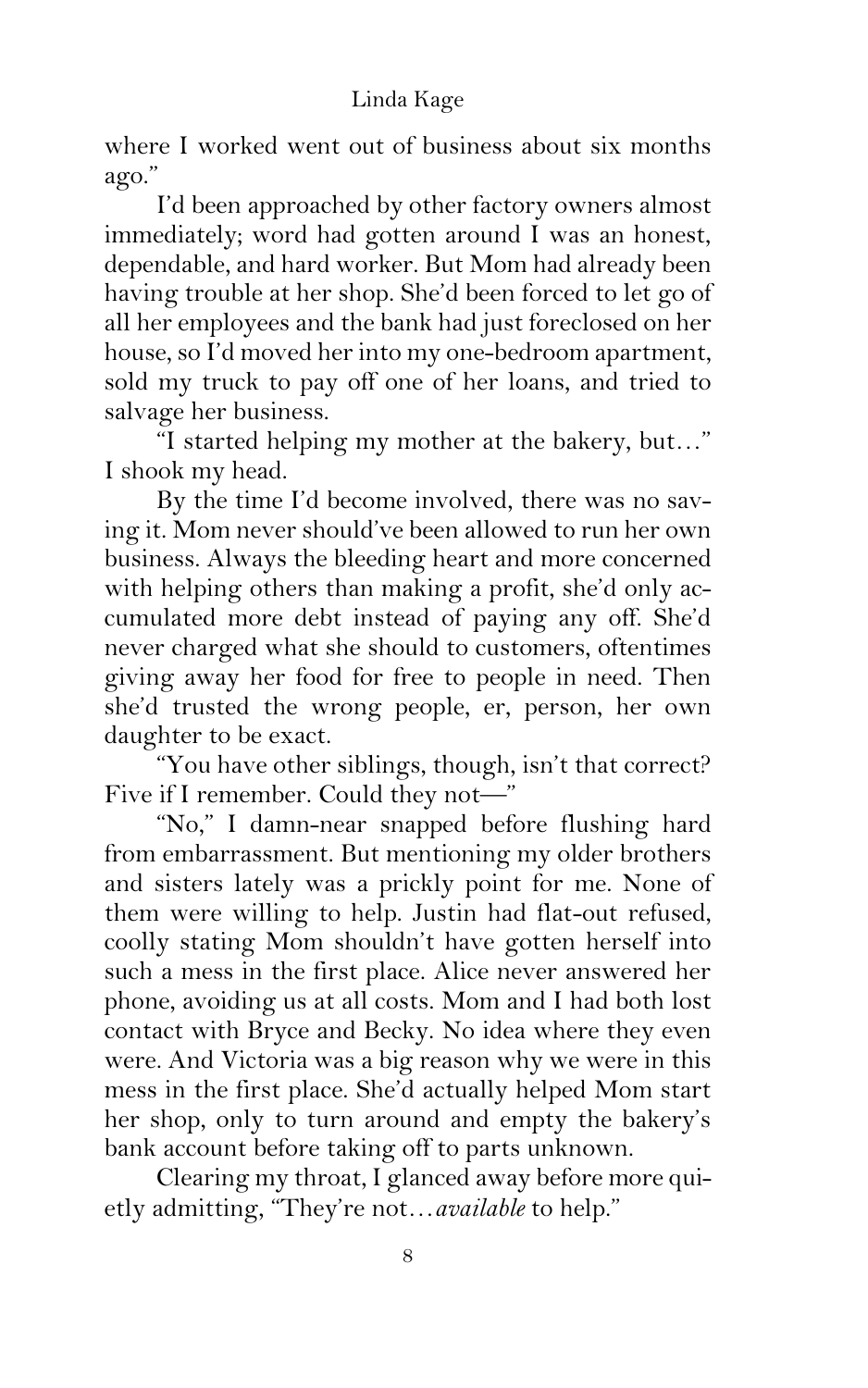where I worked went out of business about six months ago."

I'd been approached by other factory owners almost immediately; word had gotten around I was an honest, dependable, and hard worker. But Mom had already been having trouble at her shop. She'd been forced to let go of all her employees and the bank had just foreclosed on her house, so I'd moved her into my one-bedroom apartment, sold my truck to pay off one of her loans, and tried to salvage her business.

"I started helping my mother at the bakery, but…" I shook my head.

By the time I'd become involved, there was no saving it. Mom never should've been allowed to run her own business. Always the bleeding heart and more concerned with helping others than making a profit, she'd only accumulated more debt instead of paying any off. She'd never charged what she should to customers, oftentimes giving away her food for free to people in need. Then she'd trusted the wrong people, er, person, her own daughter to be exact.

"You have other siblings, though, isn't that correct? Five if I remember. Could they not—"

"No," I damn-near snapped before flushing hard from embarrassment. But mentioning my older brothers and sisters lately was a prickly point for me. None of them were willing to help. Justin had flat-out refused, coolly stating Mom shouldn't have gotten herself into such a mess in the first place. Alice never answered her phone, avoiding us at all costs. Mom and I had both lost contact with Bryce and Becky. No idea where they even were. And Victoria was a big reason why we were in this mess in the first place. She'd actually helped Mom start her shop, only to turn around and empty the bakery's bank account before taking off to parts unknown.

Clearing my throat, I glanced away before more quietly admitting, "They're not…*available* to help."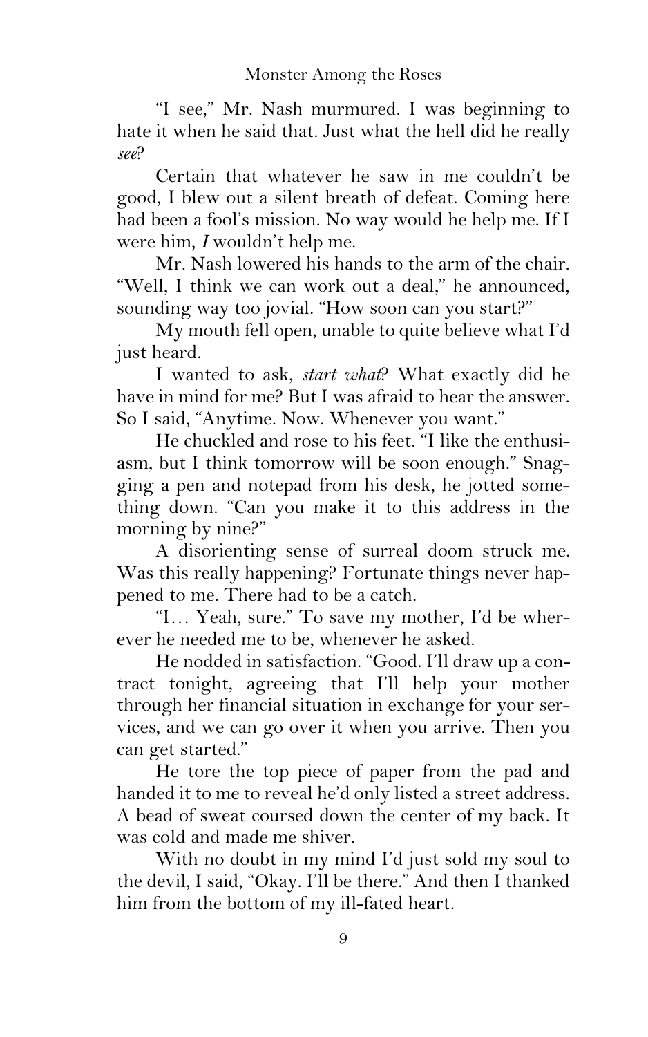"I see," Mr. Nash murmured. I was beginning to hate it when he said that. Just what the hell did he really *see*?

Certain that whatever he saw in me couldn't be good, I blew out a silent breath of defeat. Coming here had been a fool's mission. No way would he help me. If I were him, *I* wouldn't help me.

Mr. Nash lowered his hands to the arm of the chair. "Well, I think we can work out a deal," he announced, sounding way too jovial. "How soon can you start?"

My mouth fell open, unable to quite believe what I'd just heard.

I wanted to ask, *start what*? What exactly did he have in mind for me? But I was afraid to hear the answer. So I said, "Anytime. Now. Whenever you want."

He chuckled and rose to his feet. "I like the enthusiasm, but I think tomorrow will be soon enough." Snagging a pen and notepad from his desk, he jotted something down. "Can you make it to this address in the morning by nine?"

A disorienting sense of surreal doom struck me. Was this really happening? Fortunate things never happened to me. There had to be a catch.

"I… Yeah, sure." To save my mother, I'd be wherever he needed me to be, whenever he asked.

He nodded in satisfaction. "Good. I'll draw up a contract tonight, agreeing that I'll help your mother through her financial situation in exchange for your services, and we can go over it when you arrive. Then you can get started."

He tore the top piece of paper from the pad and handed it to me to reveal he'd only listed a street address. A bead of sweat coursed down the center of my back. It was cold and made me shiver.

With no doubt in my mind I'd just sold my soul to the devil, I said, "Okay. I'll be there." And then I thanked him from the bottom of my ill-fated heart.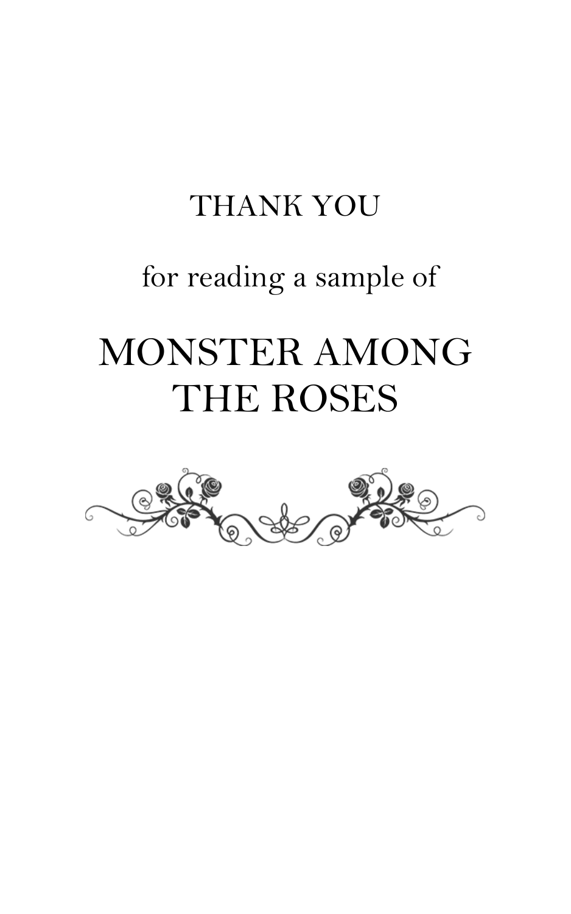THANK YOU

for reading a sample of

# MONSTER AMONG THE ROSES